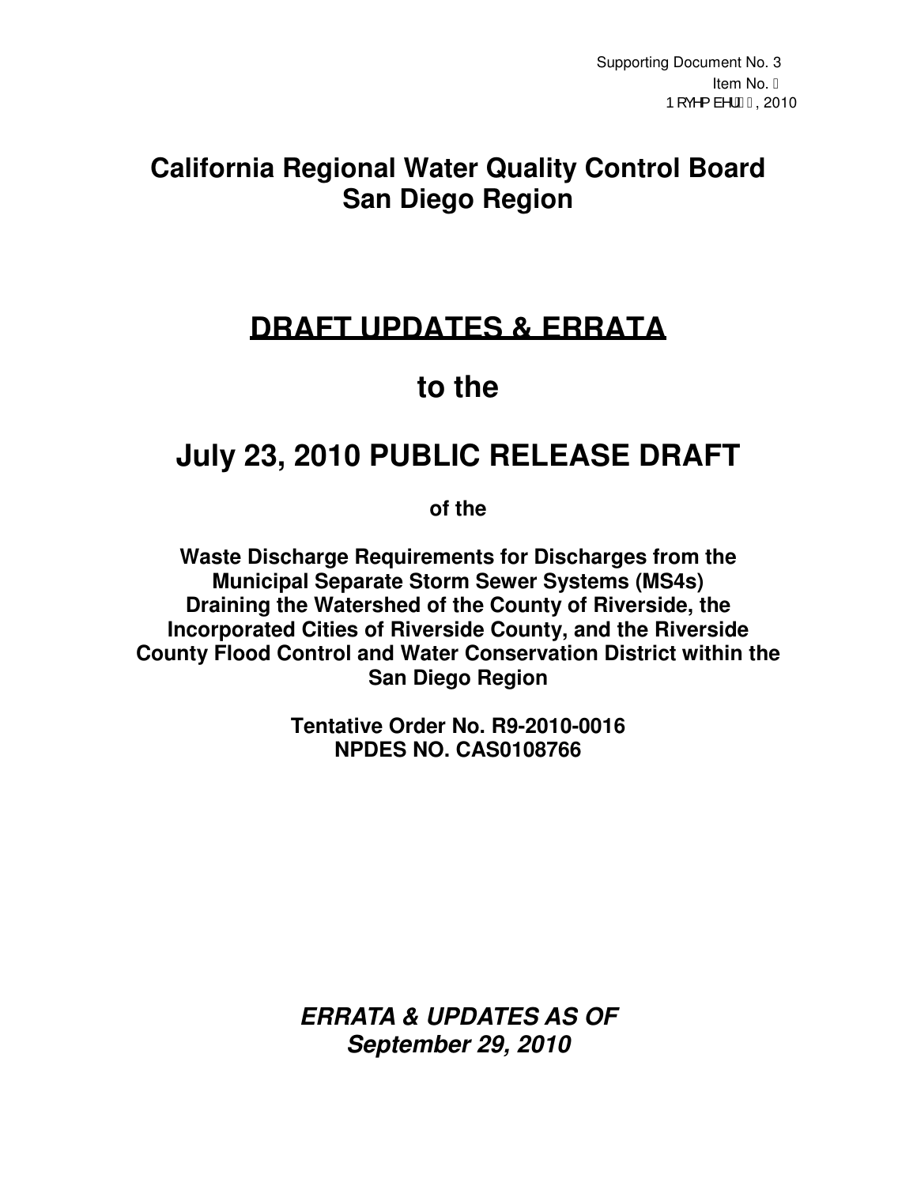Supporting Document No. 3
Item No. 
November , 2010

# California Regional Water Quality Control Board San Diego Region

# DRAFT UPDATES & ERRATA

# to the

# July 23, 2010 PUBLIC RELEASE DRAFT

**of the**

**Waste Discharge Requirements for Discharges from the Municipal Separate Storm Sewer Systems (MS4s) Draining the Watershed of the County of Riverside, the Incorporated Cities of Riverside County, and the Riverside County Flood Control and Water Conservation District within the San Diego Region**

**Tentative Order No. R9-2010-0016**
**NPDES NO. CAS0108766**

***ERRATA & UPDATES AS OF September 29, 2010***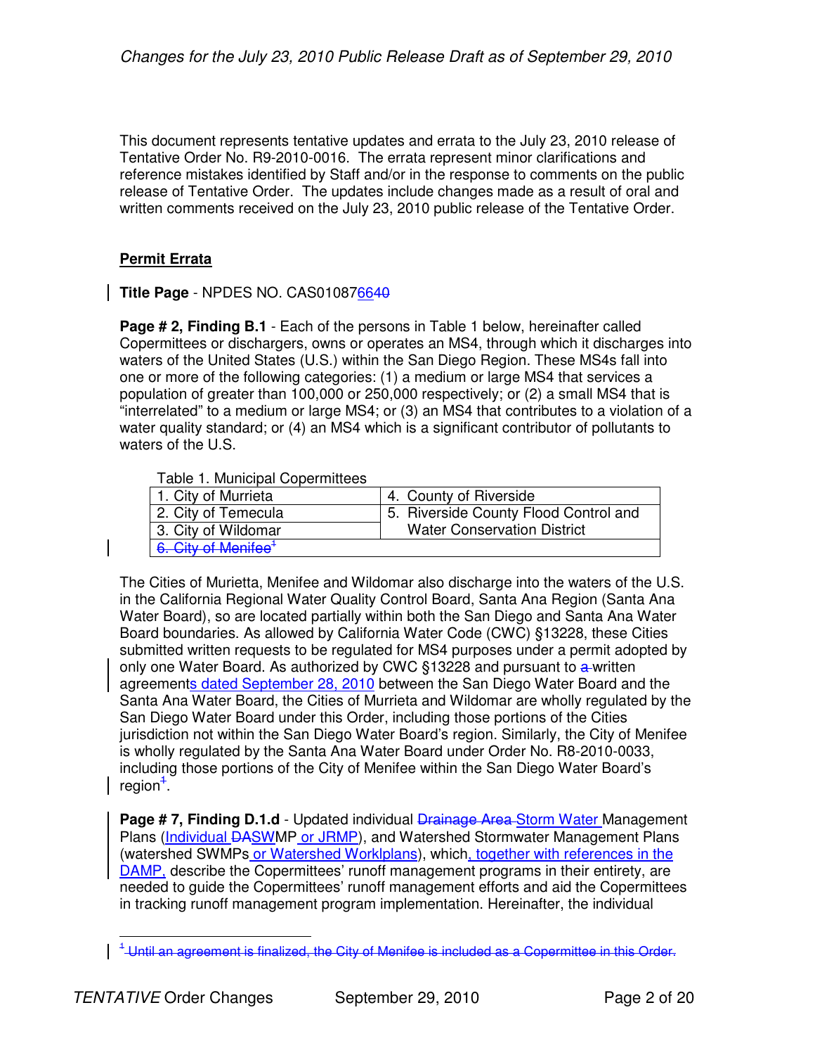This document represents tentative updates and errata to the July 23, 2010 release of Tentative Order No. R9-2010-0016. The errata represent minor clarifications and reference mistakes identified by Staff and/or in the response to comments on the public release of Tentative Order. The updates include changes made as a result of oral and written comments received on the July 23, 2010 public release of the Tentative Order.

**Permit Errata**

**Title Page** - NPDES NO. CAS01087~~640~~6640

**Page # 2, Finding B.1** - Each of the persons in Table 1 below, hereinafter called Copermittees or dischargers, owns or operates an MS4, through which it discharges into waters of the United States (U.S.) within the San Diego Region. These MS4s fall into one or more of the following categories: (1) a medium or large MS4 that services a population of greater than 100,000 or 250,000 respectively; or (2) a small MS4 that is "interrelated" to a medium or large MS4; or (3) an MS4 that contributes to a violation of a water quality standard; or (4) an MS4 which is a significant contributor of pollutants to waters of the U.S.

Table 1. Municipal Copermittees

| | |
|---|---|
| 1. City of Murrieta | 4. County of Riverside |
| 2. City of Temecula | 5. Riverside County Flood Control and Water Conservation District |
| 3. City of Wildomar | |
| ~~6. City of Menifee[1]~~ | |

The Cities of Murietta, Menifee and Wildomar also discharge into the waters of the U.S. in the California Regional Water Quality Control Board, Santa Ana Region (Santa Ana Water Board), so are located partially within both the San Diego and Santa Ana Water Board boundaries. As allowed by California Water Code (CWC) §13228, these Cities submitted written requests to be regulated for MS4 purposes under a permit adopted by only one Water Board. As authorized by CWC §13228 and pursuant to ~~a~~ written agreements dated September 28, 2010 between the San Diego Water Board and the Santa Ana Water Board, the Cities of Murrieta and Wildomar are wholly regulated by the San Diego Water Board under this Order, including those portions of the Cities jurisdiction not within the San Diego Water Board's region. Similarly, the City of Menifee is wholly regulated by the Santa Ana Water Board under Order No. R8-2010-0033, including those portions of the City of Menifee within the San Diego Water Board's region~~[1]~~.

**Page # 7, Finding D.1.d** - Updated individual ~~Drainage Area~~ Storm Water Management Plans (Individual ~~D~~ASWMP or JRMP), and Watershed Stormwater Management Plans (watershed SWMPs or Watershed Worklplans), which, together with references in the DAMP, describe the Copermittees' runoff management programs in their entirety, are needed to guide the Copermittees' runoff management efforts and aid the Copermittees in tracking runoff management program implementation. Hereinafter, the individual

~~[1] Until an agreement is finalized, the City of Menifee is included as a Copermittee in this Order.~~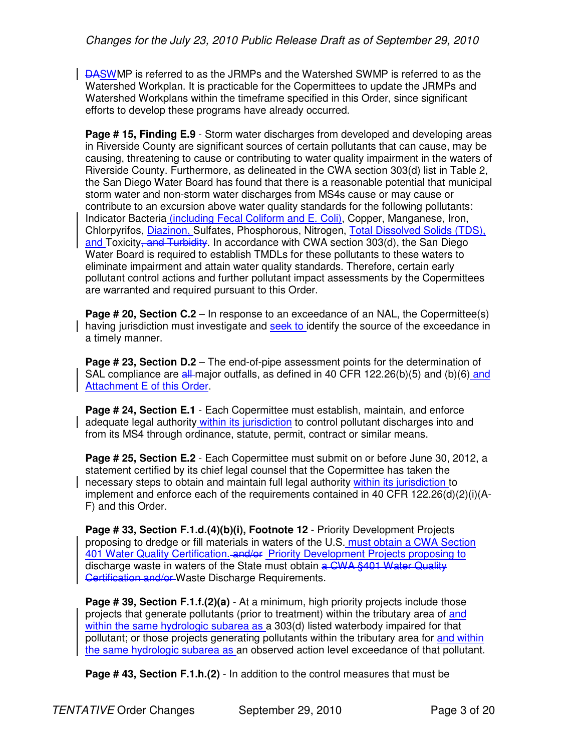DASWMP is referred to as the JRMPs and the Watershed SWMP is referred to as the Watershed Workplan. It is practicable for the Copermittees to update the JRMPs and Watershed Workplans within the timeframe specified in this Order, since significant efforts to develop these programs have already occurred.

**Page # 15, Finding E.9** - Storm water discharges from developed and developing areas in Riverside County are significant sources of certain pollutants that can cause, may be causing, threatening to cause or contributing to water quality impairment in the waters of Riverside County. Furthermore, as delineated in the CWA section 303(d) list in Table 2, the San Diego Water Board has found that there is a reasonable potential that municipal storm water and non-storm water discharges from MS4s cause or may cause or contribute to an excursion above water quality standards for the following pollutants: Indicator Bacteria (including Fecal Coliform and E. Coli), Copper, Manganese, Iron, Chlorpyrifos, Diazinon, Sulfates, Phosphorous, Nitrogen, Total Dissolved Solids (TDS), and Toxicity~~, and Turbidity~~. In accordance with CWA section 303(d), the San Diego Water Board is required to establish TMDLs for these pollutants to these waters to eliminate impairment and attain water quality standards. Therefore, certain early pollutant control actions and further pollutant impact assessments by the Copermittees are warranted and required pursuant to this Order.

**Page # 20, Section C.2** – In response to an exceedance of an NAL, the Copermittee(s) having jurisdiction must investigate and seek to identify the source of the exceedance in a timely manner.

**Page # 23, Section D.2** – The end-of-pipe assessment points for the determination of SAL compliance are ~~all~~ major outfalls, as defined in 40 CFR 122.26(b)(5) and (b)(6) and Attachment E of this Order.

**Page # 24, Section E.1** - Each Copermittee must establish, maintain, and enforce adequate legal authority within its jurisdiction to control pollutant discharges into and from its MS4 through ordinance, statute, permit, contract or similar means.

**Page # 25, Section E.2** - Each Copermittee must submit on or before June 30, 2012, a statement certified by its chief legal counsel that the Copermittee has taken the necessary steps to obtain and maintain full legal authority within its jurisdiction to implement and enforce each of the requirements contained in 40 CFR 122.26(d)(2)(i)(A-F) and this Order.

**Page # 33, Section F.1.d.(4)(b)(i), Footnote 12** - Priority Development Projects proposing to dredge or fill materials in waters of the U.S. must obtain a CWA Section 401 Water Quality Certification. ~~and/or~~ Priority Development Projects proposing to discharge waste in waters of the State must obtain ~~a CWA §401 Water Quality Certification and/or~~ Waste Discharge Requirements.

**Page # 39, Section F.1.f.(2)(a)** - At a minimum, high priority projects include those projects that generate pollutants (prior to treatment) within the tributary area of and within the same hydrologic subarea as a 303(d) listed waterbody impaired for that pollutant; or those projects generating pollutants within the tributary area for and within the same hydrologic subarea as an observed action level exceedance of that pollutant.

**Page # 43, Section F.1.h.(2)** - In addition to the control measures that must be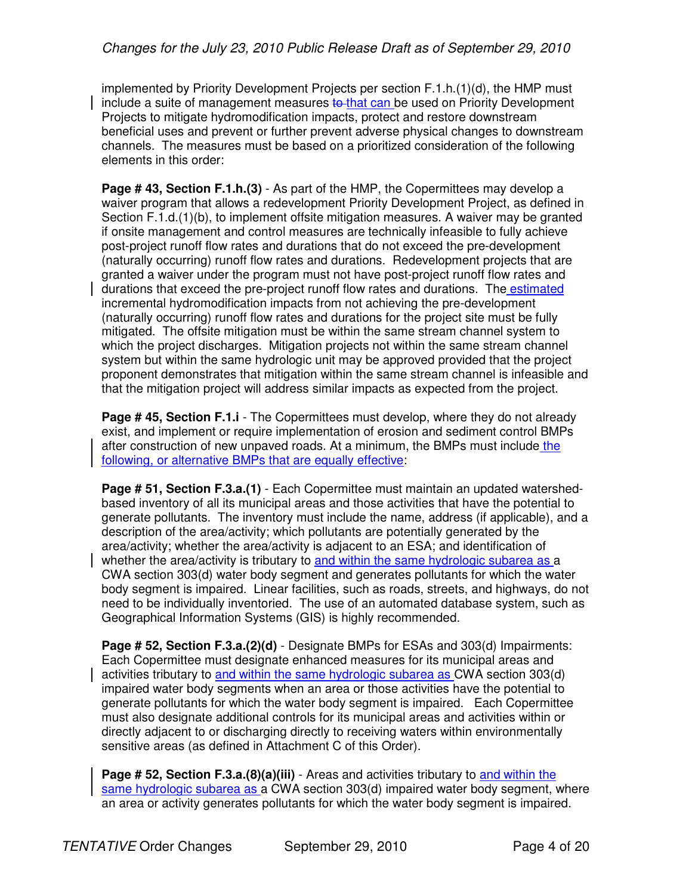implemented by Priority Development Projects per section F.1.h.(1)(d), the HMP must include a suite of management measures ~~to~~ that can be used on Priority Development Projects to mitigate hydromodification impacts, protect and restore downstream beneficial uses and prevent or further prevent adverse physical changes to downstream channels. The measures must be based on a prioritized consideration of the following elements in this order:

**Page # 43, Section F.1.h.(3)** - As part of the HMP, the Copermittees may develop a waiver program that allows a redevelopment Priority Development Project, as defined in Section F.1.d.(1)(b), to implement offsite mitigation measures. A waiver may be granted if onsite management and control measures are technically infeasible to fully achieve post-project runoff flow rates and durations that do not exceed the pre-development (naturally occurring) runoff flow rates and durations. Redevelopment projects that are granted a waiver under the program must not have post-project runoff flow rates and durations that exceed the pre-project runoff flow rates and durations. The estimated incremental hydromodification impacts from not achieving the pre-development (naturally occurring) runoff flow rates and durations for the project site must be fully mitigated. The offsite mitigation must be within the same stream channel system to which the project discharges. Mitigation projects not within the same stream channel system but within the same hydrologic unit may be approved provided that the project proponent demonstrates that mitigation within the same stream channel is infeasible and that the mitigation project will address similar impacts as expected from the project.

**Page # 45, Section F.1.i** - The Copermittees must develop, where they do not already exist, and implement or require implementation of erosion and sediment control BMPs after construction of new unpaved roads. At a minimum, the BMPs must include the following, or alternative BMPs that are equally effective:

**Page # 51, Section F.3.a.(1)** - Each Copermittee must maintain an updated watershed-based inventory of all its municipal areas and those activities that have the potential to generate pollutants. The inventory must include the name, address (if applicable), and a description of the area/activity; which pollutants are potentially generated by the area/activity; whether the area/activity is adjacent to an ESA; and identification of whether the area/activity is tributary to and within the same hydrologic subarea as a CWA section 303(d) water body segment and generates pollutants for which the water body segment is impaired. Linear facilities, such as roads, streets, and highways, do not need to be individually inventoried. The use of an automated database system, such as Geographical Information Systems (GIS) is highly recommended.

**Page # 52, Section F.3.a.(2)(d)** - Designate BMPs for ESAs and 303(d) Impairments: Each Copermittee must designate enhanced measures for its municipal areas and activities tributary to and within the same hydrologic subarea as CWA section 303(d) impaired water body segments when an area or those activities have the potential to generate pollutants for which the water body segment is impaired. Each Copermittee must also designate additional controls for its municipal areas and activities within or directly adjacent to or discharging directly to receiving waters within environmentally sensitive areas (as defined in Attachment C of this Order).

**Page # 52, Section F.3.a.(8)(a)(iii)** - Areas and activities tributary to and within the same hydrologic subarea as a CWA section 303(d) impaired water body segment, where an area or activity generates pollutants for which the water body segment is impaired.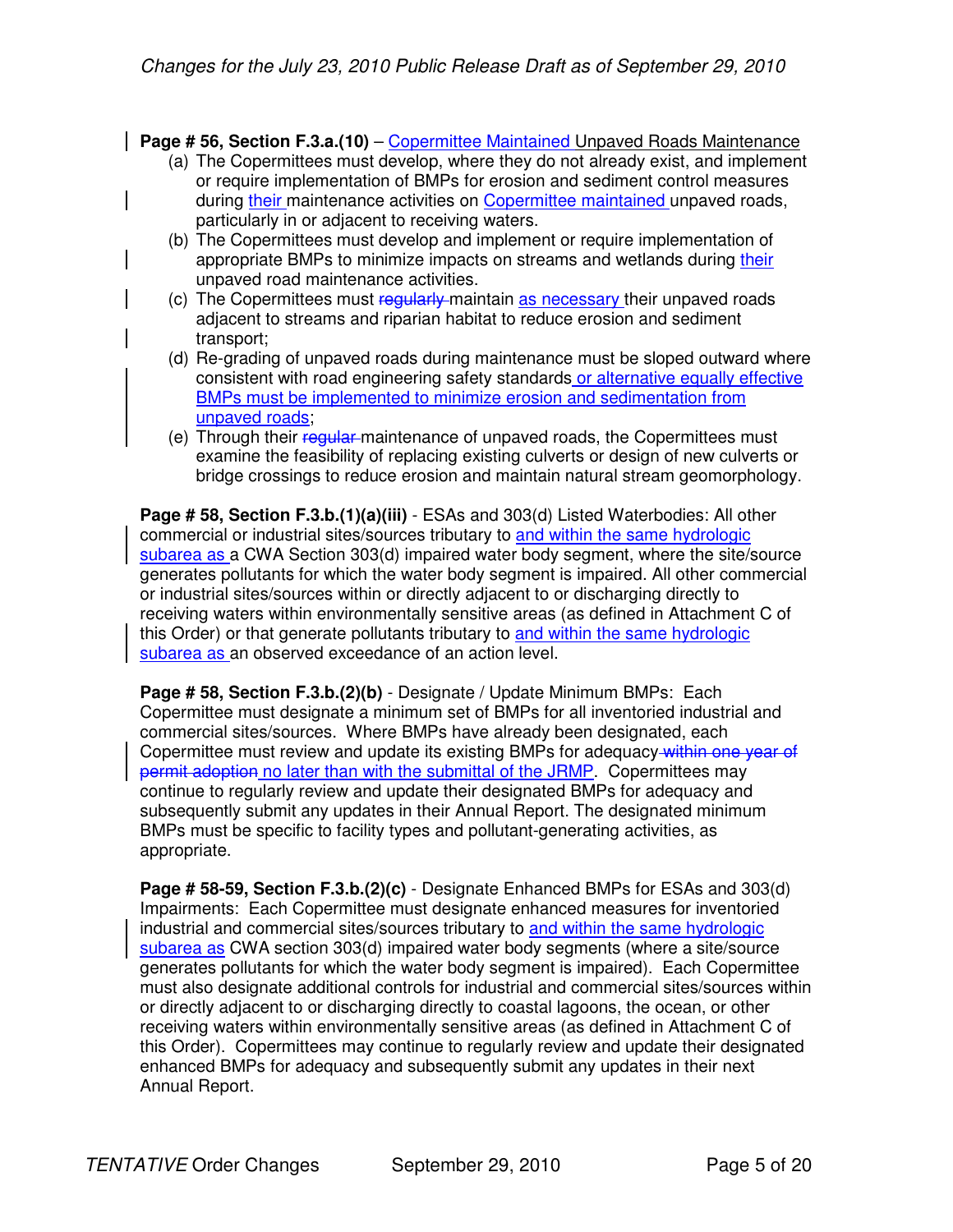**Page # 56, Section F.3.a.(10)** – Copermittee Maintained Unpaved Roads Maintenance

(a) The Copermittees must develop, where they do not already exist, and implement or require implementation of BMPs for erosion and sediment control measures during their maintenance activities on Copermittee maintained unpaved roads, particularly in or adjacent to receiving waters.

(b) The Copermittees must develop and implement or require implementation of appropriate BMPs to minimize impacts on streams and wetlands during their unpaved road maintenance activities.

(c) The Copermittees must ~~regularly~~ maintain as necessary their unpaved roads adjacent to streams and riparian habitat to reduce erosion and sediment transport;

(d) Re-grading of unpaved roads during maintenance must be sloped outward where consistent with road engineering safety standards or alternative equally effective BMPs must be implemented to minimize erosion and sedimentation from unpaved roads;

(e) Through their ~~regular~~ maintenance of unpaved roads, the Copermittees must examine the feasibility of replacing existing culverts or design of new culverts or bridge crossings to reduce erosion and maintain natural stream geomorphology.

**Page # 58, Section F.3.b.(1)(a)(iii)** - ESAs and 303(d) Listed Waterbodies: All other commercial or industrial sites/sources tributary to and within the same hydrologic subarea as a CWA Section 303(d) impaired water body segment, where the site/source generates pollutants for which the water body segment is impaired. All other commercial or industrial sites/sources within or directly adjacent to or discharging directly to receiving waters within environmentally sensitive areas (as defined in Attachment C of this Order) or that generate pollutants tributary to and within the same hydrologic subarea as an observed exceedance of an action level.

**Page # 58, Section F.3.b.(2)(b)** - Designate / Update Minimum BMPs: Each Copermittee must designate a minimum set of BMPs for all inventoried industrial and commercial sites/sources. Where BMPs have already been designated, each Copermittee must review and update its existing BMPs for adequacy ~~within one year of permit adoption~~ no later than with the submittal of the JRMP. Copermittees may continue to regularly review and update their designated BMPs for adequacy and subsequently submit any updates in their Annual Report. The designated minimum BMPs must be specific to facility types and pollutant-generating activities, as appropriate.

**Page # 58-59, Section F.3.b.(2)(c)** - Designate Enhanced BMPs for ESAs and 303(d) Impairments: Each Copermittee must designate enhanced measures for inventoried industrial and commercial sites/sources tributary to and within the same hydrologic subarea as CWA section 303(d) impaired water body segments (where a site/source generates pollutants for which the water body segment is impaired). Each Copermittee must also designate additional controls for industrial and commercial sites/sources within or directly adjacent to or discharging directly to coastal lagoons, the ocean, or other receiving waters within environmentally sensitive areas (as defined in Attachment C of this Order). Copermittees may continue to regularly review and update their designated enhanced BMPs for adequacy and subsequently submit any updates in their next Annual Report.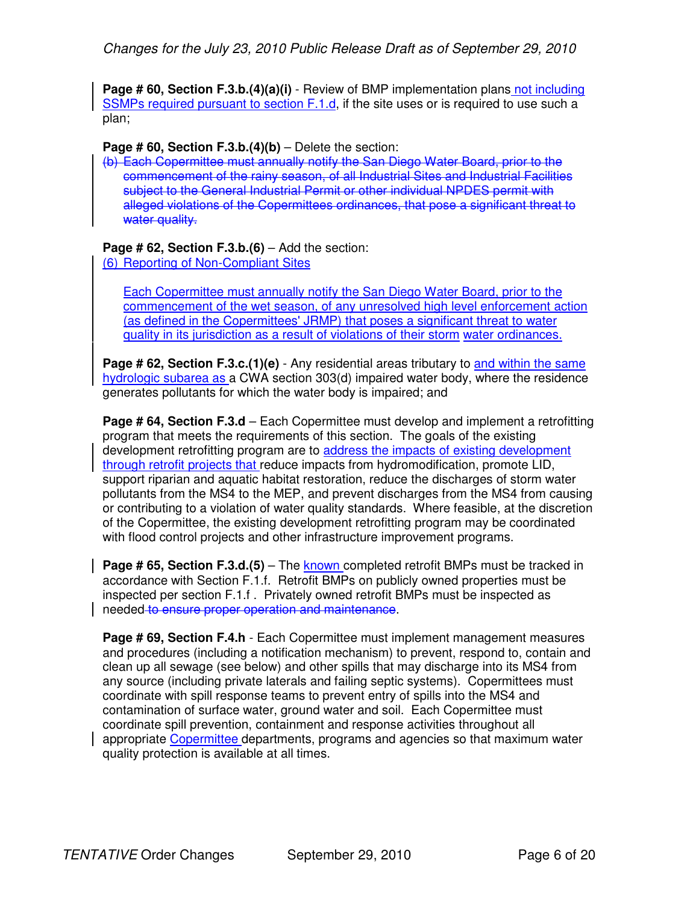**Page # 60, Section F.3.b.(4)(a)(i)** - Review of BMP implementation plans not including SSMPs required pursuant to section F.1.d, if the site uses or is required to use such a plan;

**Page # 60, Section F.3.b.(4)(b)** – Delete the section:

~~(b) Each Copermittee must annually notify the San Diego Water Board, prior to the commencement of the rainy season, of all Industrial Sites and Industrial Facilities subject to the General Industrial Permit or other individual NPDES permit with alleged violations of the Copermittees ordinances, that pose a significant threat to water quality.~~

**Page # 62, Section F.3.b.(6)** – Add the section:

(6) Reporting of Non-Compliant Sites

Each Copermittee must annually notify the San Diego Water Board, prior to the commencement of the wet season, of any unresolved high level enforcement action (as defined in the Copermittees' JRMP) that poses a significant threat to water quality in its jurisdiction as a result of violations of their storm water ordinances.

**Page # 62, Section F.3.c.(1)(e)** - Any residential areas tributary to and within the same hydrologic subarea as a CWA section 303(d) impaired water body, where the residence generates pollutants for which the water body is impaired; and

**Page # 64, Section F.3.d** – Each Copermittee must develop and implement a retrofitting program that meets the requirements of this section. The goals of the existing development retrofitting program are to address the impacts of existing development through retrofit projects that reduce impacts from hydromodification, promote LID, support riparian and aquatic habitat restoration, reduce the discharges of storm water pollutants from the MS4 to the MEP, and prevent discharges from the MS4 from causing or contributing to a violation of water quality standards. Where feasible, at the discretion of the Copermittee, the existing development retrofitting program may be coordinated with flood control projects and other infrastructure improvement programs.

**Page # 65, Section F.3.d.(5)** – The known completed retrofit BMPs must be tracked in accordance with Section F.1.f. Retrofit BMPs on publicly owned properties must be inspected per section F.1.f . Privately owned retrofit BMPs must be inspected as needed ~~to ensure proper operation and maintenance~~.

**Page # 69, Section F.4.h** - Each Copermittee must implement management measures and procedures (including a notification mechanism) to prevent, respond to, contain and clean up all sewage (see below) and other spills that may discharge into its MS4 from any source (including private laterals and failing septic systems). Copermittees must coordinate with spill response teams to prevent entry of spills into the MS4 and contamination of surface water, ground water and soil. Each Copermittee must coordinate spill prevention, containment and response activities throughout all appropriate Copermittee departments, programs and agencies so that maximum water quality protection is available at all times.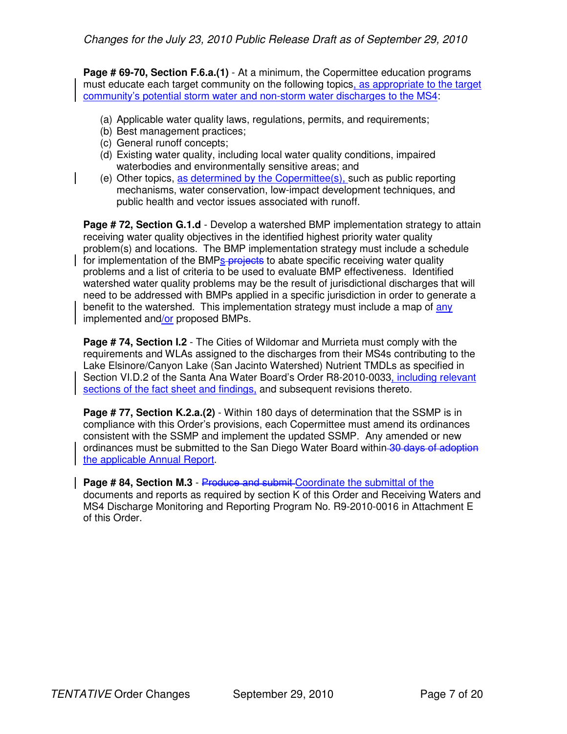**Page # 69-70, Section F.6.a.(1)** - At a minimum, the Copermittee education programs must educate each target community on the following topics, as appropriate to the target community's potential storm water and non-storm water discharges to the MS4:

(a) Applicable water quality laws, regulations, permits, and requirements;
(b) Best management practices;
(c) General runoff concepts;
(d) Existing water quality, including local water quality conditions, impaired waterbodies and environmentally sensitive areas; and
(e) Other topics, as determined by the Copermittee(s), such as public reporting mechanisms, water conservation, low-impact development techniques, and public health and vector issues associated with runoff.

**Page # 72, Section G.1.d** - Develop a watershed BMP implementation strategy to attain receiving water quality objectives in the identified highest priority water quality problem(s) and locations. The BMP implementation strategy must include a schedule for implementation of the BMPs ~~projects~~ to abate specific receiving water quality problems and a list of criteria to be used to evaluate BMP effectiveness. Identified watershed water quality problems may be the result of jurisdictional discharges that will need to be addressed with BMPs applied in a specific jurisdiction in order to generate a benefit to the watershed. This implementation strategy must include a map of any implemented and/or proposed BMPs.

**Page # 74, Section I.2** - The Cities of Wildomar and Murrieta must comply with the requirements and WLAs assigned to the discharges from their MS4s contributing to the Lake Elsinore/Canyon Lake (San Jacinto Watershed) Nutrient TMDLs as specified in Section VI.D.2 of the Santa Ana Water Board's Order R8-2010-0033, including relevant sections of the fact sheet and findings, and subsequent revisions thereto.

**Page # 77, Section K.2.a.(2)** - Within 180 days of determination that the SSMP is in compliance with this Order's provisions, each Copermittee must amend its ordinances consistent with the SSMP and implement the updated SSMP. Any amended or new ordinances must be submitted to the San Diego Water Board within ~~30 days of adoption~~ the applicable Annual Report.

**Page # 84, Section M.3** - ~~Produce and submit~~ Coordinate the submittal of the documents and reports as required by section K of this Order and Receiving Waters and MS4 Discharge Monitoring and Reporting Program No. R9-2010-0016 in Attachment E of this Order.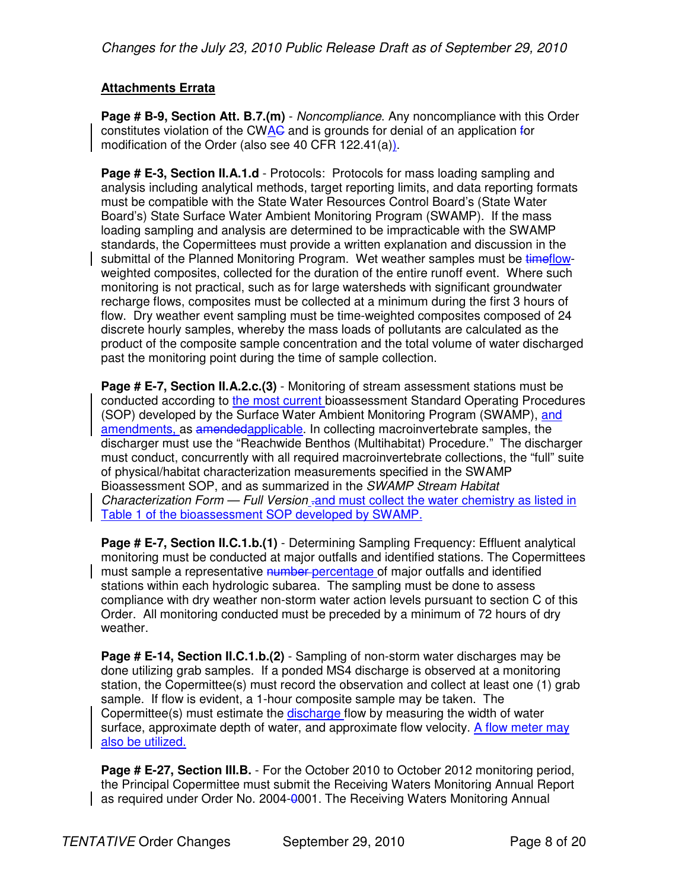**Attachments Errata**

**Page # B-9, Section Att. B.7.(m)** - *Noncompliance*. Any noncompliance with this Order constitutes violation of the CW<u>A</u>~~C~~ and is grounds for denial of an application ~~f~~or modification of the Order (also see 40 CFR 122.41(a)<u>)</u>.

**Page # E-3, Section II.A.1.d** - Protocols: Protocols for mass loading sampling and analysis including analytical methods, target reporting limits, and data reporting formats must be compatible with the State Water Resources Control Board's (State Water Board's) State Surface Water Ambient Monitoring Program (SWAMP). If the mass loading sampling and analysis are determined to be impracticable with the SWAMP standards, the Copermittees must provide a written explanation and discussion in the submittal of the Planned Monitoring Program. Wet weather samples must be ~~time~~<u>flow</u>-weighted composites, collected for the duration of the entire runoff event. Where such monitoring is not practical, such as for large watersheds with significant groundwater recharge flows, composites must be collected at a minimum during the first 3 hours of flow. Dry weather event sampling must be time-weighted composites composed of 24 discrete hourly samples, whereby the mass loads of pollutants are calculated as the product of the composite sample concentration and the total volume of water discharged past the monitoring point during the time of sample collection.

**Page # E-7, Section II.A.2.c.(3)** - Monitoring of stream assessment stations must be conducted according to <u>the most current</u> bioassessment Standard Operating Procedures (SOP) developed by the Surface Water Ambient Monitoring Program (SWAMP), <u>and amendments,</u> as ~~amended~~<u>applicable</u>. In collecting macroinvertebrate samples, the discharger must use the "Reachwide Benthos (Multihabitat) Procedure." The discharger must conduct, concurrently with all required macroinvertebrate collections, the "full" suite of physical/habitat characterization measurements specified in the SWAMP Bioassessment SOP, and as summarized in the *SWAMP Stream Habitat Characterization Form — Full Version* ~~.~~<u>and must collect the water chemistry as listed in Table 1 of the bioassessment SOP developed by SWAMP.</u>

**Page # E-7, Section II.C.1.b.(1)** - Determining Sampling Frequency: Effluent analytical monitoring must be conducted at major outfalls and identified stations. The Copermittees must sample a representative ~~number~~ <u>percentage</u> of major outfalls and identified stations within each hydrologic subarea. The sampling must be done to assess compliance with dry weather non-storm water action levels pursuant to section C of this Order. All monitoring conducted must be preceded by a minimum of 72 hours of dry weather.

**Page # E-14, Section II.C.1.b.(2)** - Sampling of non-storm water discharges may be done utilizing grab samples. If a ponded MS4 discharge is observed at a monitoring station, the Copermittee(s) must record the observation and collect at least one (1) grab sample. If flow is evident, a 1-hour composite sample may be taken. The Copermittee(s) must estimate the <u>discharge</u> flow by measuring the width of water surface, approximate depth of water, and approximate flow velocity. <u>A flow meter may also be utilized.</u>

**Page # E-27, Section III.B.** - For the October 2010 to October 2012 monitoring period, the Principal Copermittee must submit the Receiving Waters Monitoring Annual Report as required under Order No. 2004-~~0~~001. The Receiving Waters Monitoring Annual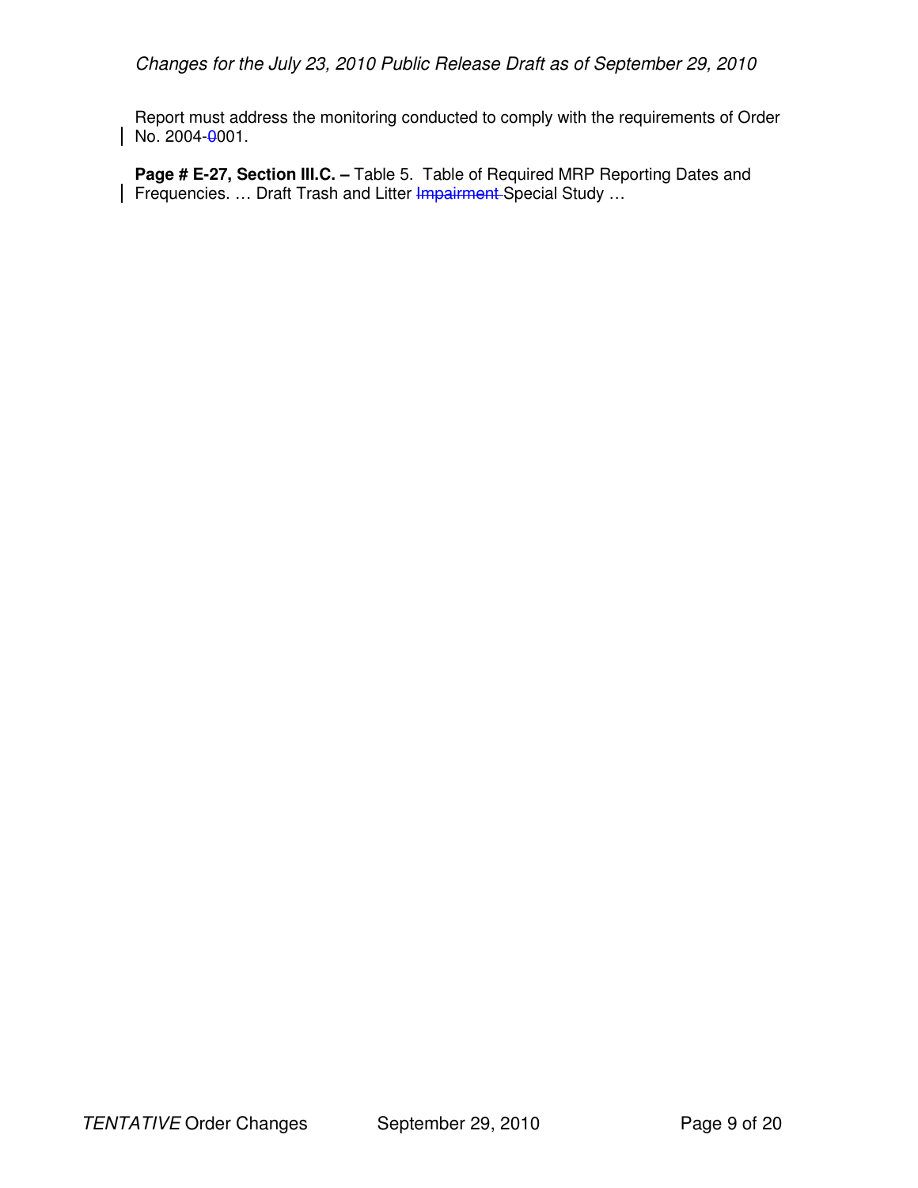Report must address the monitoring conducted to comply with the requirements of Order No. 2004-~~0~~001.

**Page # E-27, Section III.C. –** Table 5. Table of Required MRP Reporting Dates and Frequencies. … Draft Trash and Litter ~~Impairment~~ Special Study …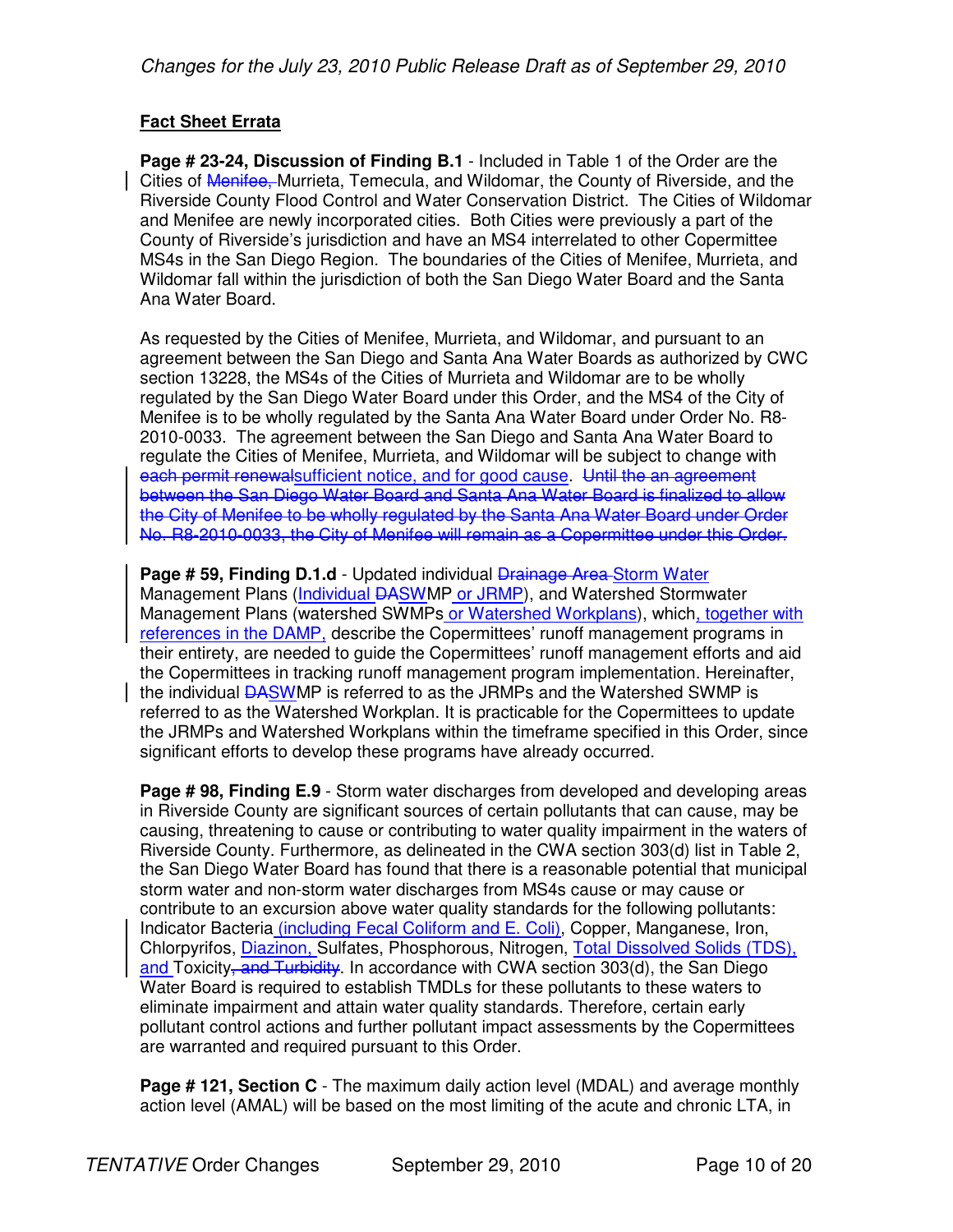**Fact Sheet Errata**

**Page # 23-24, Discussion of Finding B.1** - Included in Table 1 of the Order are the Cities of ~~Menifee,~~ Murrieta, Temecula, and Wildomar, the County of Riverside, and the Riverside County Flood Control and Water Conservation District. The Cities of Wildomar and Menifee are newly incorporated cities. Both Cities were previously a part of the County of Riverside's jurisdiction and have an MS4 interrelated to other Copermittee MS4s in the San Diego Region. The boundaries of the Cities of Menifee, Murrieta, and Wildomar fall within the jurisdiction of both the San Diego Water Board and the Santa Ana Water Board.

As requested by the Cities of Menifee, Murrieta, and Wildomar, and pursuant to an agreement between the San Diego and Santa Ana Water Boards as authorized by CWC section 13228, the MS4s of the Cities of Murrieta and Wildomar are to be wholly regulated by the San Diego Water Board under this Order, and the MS4 of the City of Menifee is to be wholly regulated by the Santa Ana Water Board under Order No. R8-2010-0033. The agreement between the San Diego and Santa Ana Water Board to regulate the Cities of Menifee, Murrieta, and Wildomar will be subject to change with ~~each permit renewal~~sufficient notice, and for good cause. ~~Until the an agreement between the San Diego Water Board and Santa Ana Water Board is finalized to allow the City of Menifee to be wholly regulated by the Santa Ana Water Board under Order No. R8-2010-0033, the City of Menifee will remain as a Copermittee under this Order.~~

**Page # 59, Finding D.1.d** - Updated individual ~~Drainage Area~~ Storm Water Management Plans (Individual ~~DA~~SWMP or JRMP), and Watershed Stormwater Management Plans (watershed SWMPs or Watershed Workplans), which, together with references in the DAMP, describe the Copermittees' runoff management programs in their entirety, are needed to guide the Copermittees' runoff management efforts and aid the Copermittees in tracking runoff management program implementation. Hereinafter, the individual ~~DA~~SWMP is referred to as the JRMPs and the Watershed SWMP is referred to as the Watershed Workplan. It is practicable for the Copermittees to update the JRMPs and Watershed Workplans within the timeframe specified in this Order, since significant efforts to develop these programs have already occurred.

**Page # 98, Finding E.9** - Storm water discharges from developed and developing areas in Riverside County are significant sources of certain pollutants that can cause, may be causing, threatening to cause or contributing to water quality impairment in the waters of Riverside County. Furthermore, as delineated in the CWA section 303(d) list in Table 2, the San Diego Water Board has found that there is a reasonable potential that municipal storm water and non-storm water discharges from MS4s cause or may cause or contribute to an excursion above water quality standards for the following pollutants: Indicator Bacteria (including Fecal Coliform and E. Coli), Copper, Manganese, Iron, Chlorpyrifos, Diazinon, Sulfates, Phosphorous, Nitrogen, Total Dissolved Solids (TDS), and Toxicity~~, and Turbidity~~. In accordance with CWA section 303(d), the San Diego Water Board is required to establish TMDLs for these pollutants to these waters to eliminate impairment and attain water quality standards. Therefore, certain early pollutant control actions and further pollutant impact assessments by the Copermittees are warranted and required pursuant to this Order.

**Page # 121, Section C** - The maximum daily action level (MDAL) and average monthly action level (AMAL) will be based on the most limiting of the acute and chronic LTA, in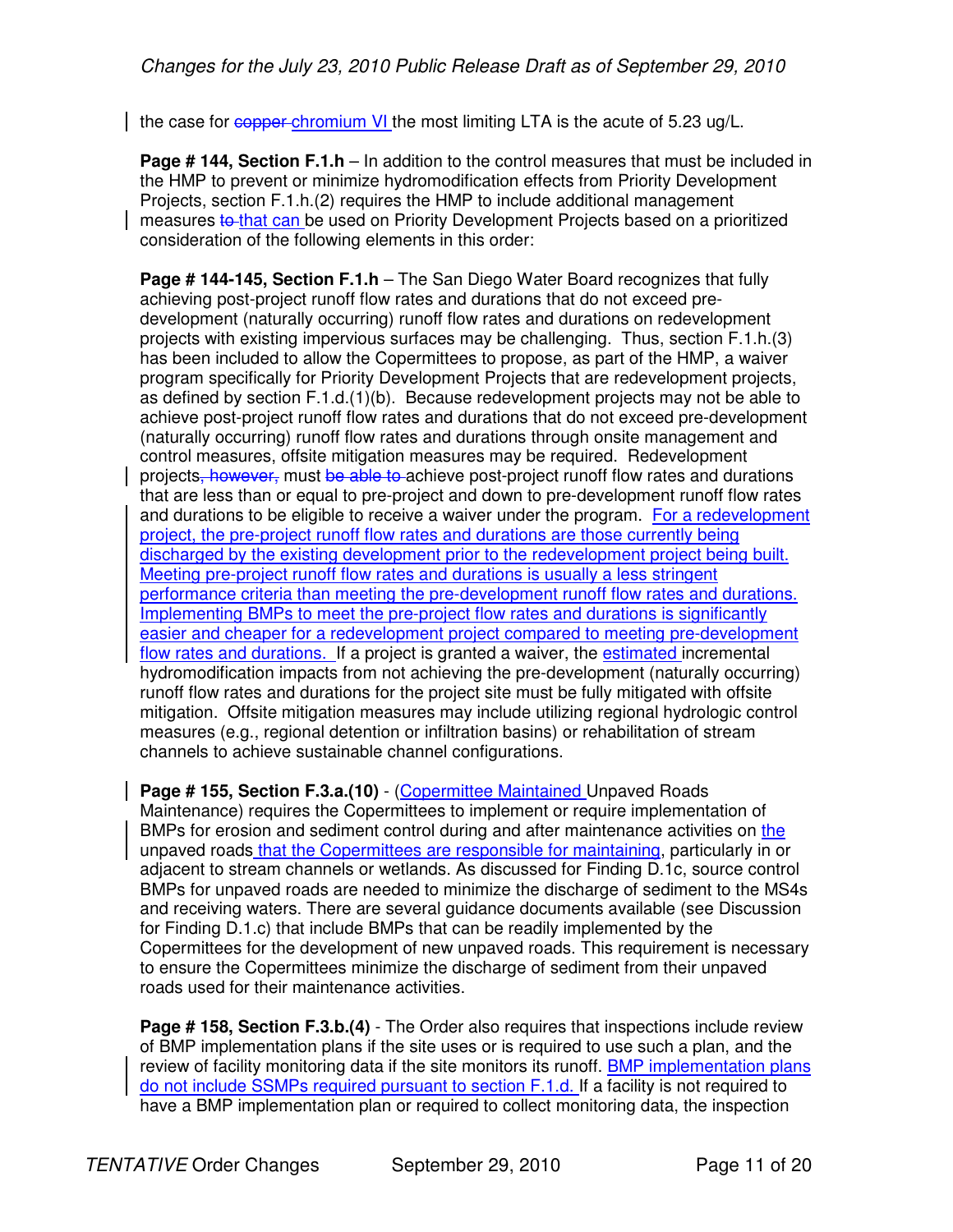the case for ~~copper~~ chromium VI the most limiting LTA is the acute of 5.23 ug/L.

**Page # 144, Section F.1.h** – In addition to the control measures that must be included in the HMP to prevent or minimize hydromodification effects from Priority Development Projects, section F.1.h.(2) requires the HMP to include additional management measures ~~to~~ that can be used on Priority Development Projects based on a prioritized consideration of the following elements in this order:

**Page # 144-145, Section F.1.h** – The San Diego Water Board recognizes that fully achieving post-project runoff flow rates and durations that do not exceed pre-development (naturally occurring) runoff flow rates and durations on redevelopment projects with existing impervious surfaces may be challenging. Thus, section F.1.h.(3) has been included to allow the Copermittees to propose, as part of the HMP, a waiver program specifically for Priority Development Projects that are redevelopment projects, as defined by section F.1.d.(1)(b). Because redevelopment projects may not be able to achieve post-project runoff flow rates and durations that do not exceed pre-development (naturally occurring) runoff flow rates and durations through onsite management and control measures, offsite mitigation measures may be required. Redevelopment projects~~, however,~~ must ~~be able to~~ achieve post-project runoff flow rates and durations that are less than or equal to pre-project and down to pre-development runoff flow rates and durations to be eligible to receive a waiver under the program. For a redevelopment project, the pre-project runoff flow rates and durations are those currently being discharged by the existing development prior to the redevelopment project being built. Meeting pre-project runoff flow rates and durations is usually a less stringent performance criteria than meeting the pre-development runoff flow rates and durations. Implementing BMPs to meet the pre-project flow rates and durations is significantly easier and cheaper for a redevelopment project compared to meeting pre-development flow rates and durations. If a project is granted a waiver, the estimated incremental hydromodification impacts from not achieving the pre-development (naturally occurring) runoff flow rates and durations for the project site must be fully mitigated with offsite mitigation. Offsite mitigation measures may include utilizing regional hydrologic control measures (e.g., regional detention or infiltration basins) or rehabilitation of stream channels to achieve sustainable channel configurations.

**Page # 155, Section F.3.a.(10)** - (Copermittee Maintained Unpaved Roads Maintenance) requires the Copermittees to implement or require implementation of BMPs for erosion and sediment control during and after maintenance activities on the unpaved roads that the Copermittees are responsible for maintaining, particularly in or adjacent to stream channels or wetlands. As discussed for Finding D.1c, source control BMPs for unpaved roads are needed to minimize the discharge of sediment to the MS4s and receiving waters. There are several guidance documents available (see Discussion for Finding D.1.c) that include BMPs that can be readily implemented by the Copermittees for the development of new unpaved roads. This requirement is necessary to ensure the Copermittees minimize the discharge of sediment from their unpaved roads used for their maintenance activities.

**Page # 158, Section F.3.b.(4)** - The Order also requires that inspections include review of BMP implementation plans if the site uses or is required to use such a plan, and the review of facility monitoring data if the site monitors its runoff. BMP implementation plans do not include SSMPs required pursuant to section F.1.d. If a facility is not required to have a BMP implementation plan or required to collect monitoring data, the inspection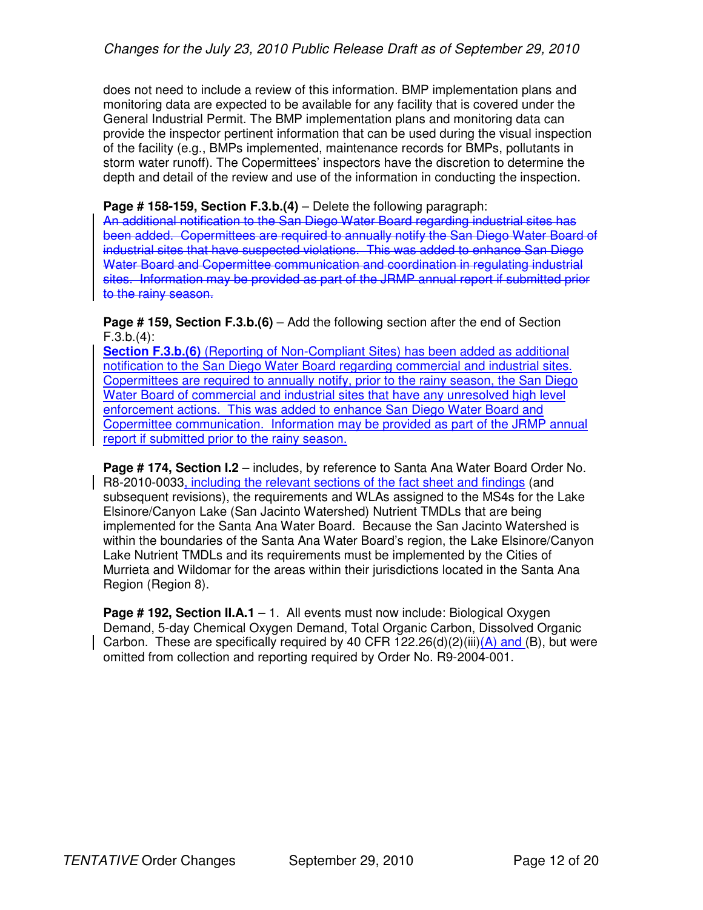does not need to include a review of this information. BMP implementation plans and monitoring data are expected to be available for any facility that is covered under the General Industrial Permit. The BMP implementation plans and monitoring data can provide the inspector pertinent information that can be used during the visual inspection of the facility (e.g., BMPs implemented, maintenance records for BMPs, pollutants in storm water runoff). The Copermittees' inspectors have the discretion to determine the depth and detail of the review and use of the information in conducting the inspection.

**Page # 158-159, Section F.3.b.(4)** – Delete the following paragraph:
~~An additional notification to the San Diego Water Board regarding industrial sites has been added. Copermittees are required to annually notify the San Diego Water Board of industrial sites that have suspected violations. This was added to enhance San Diego Water Board and Copermittee communication and coordination in regulating industrial sites. Information may be provided as part of the JRMP annual report if submitted prior to the rainy season.~~

**Page # 159, Section F.3.b.(6)** – Add the following section after the end of Section F.3.b.(4):
<u>**Section F.3.b.(6)** (Reporting of Non-Compliant Sites) has been added as additional notification to the San Diego Water Board regarding commercial and industrial sites. Copermittees are required to annually notify, prior to the rainy season, the San Diego Water Board of commercial and industrial sites that have any unresolved high level enforcement actions. This was added to enhance San Diego Water Board and Copermittee communication. Information may be provided as part of the JRMP annual report if submitted prior to the rainy season.</u>

**Page # 174, Section I.2** – includes, by reference to Santa Ana Water Board Order No. R8-2010-0033<u>, including the relevant sections of the fact sheet and findings</u> (and subsequent revisions), the requirements and WLAs assigned to the MS4s for the Lake Elsinore/Canyon Lake (San Jacinto Watershed) Nutrient TMDLs that are being implemented for the Santa Ana Water Board. Because the San Jacinto Watershed is within the boundaries of the Santa Ana Water Board's region, the Lake Elsinore/Canyon Lake Nutrient TMDLs and its requirements must be implemented by the Cities of Murrieta and Wildomar for the areas within their jurisdictions located in the Santa Ana Region (Region 8).

**Page # 192, Section II.A.1** – 1. All events must now include: Biological Oxygen Demand, 5-day Chemical Oxygen Demand, Total Organic Carbon, Dissolved Organic Carbon. These are specifically required by 40 CFR 122.26(d)(2)(iii)<u>(A) and </u>(B), but were omitted from collection and reporting required by Order No. R9-2004-001.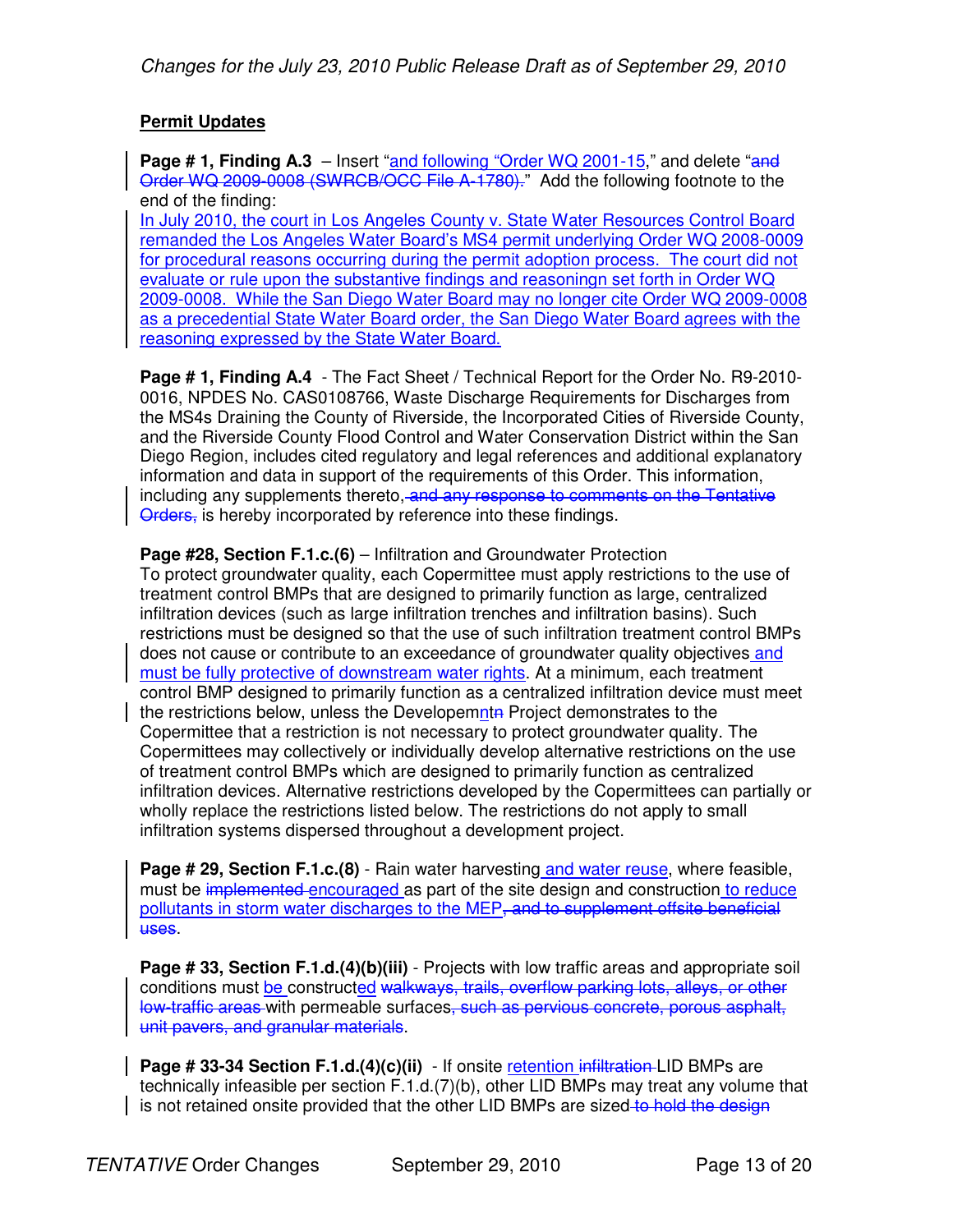**<u>Permit Updates</u>**

**Page # 1, Finding A.3** – Insert "<u>and following "Order WQ 2001-15</u>," and delete "~~and Order WQ 2009-0008 (SWRCB/OCC File A-1780).~~" Add the following footnote to the end of the finding:
<u>In July 2010, the court in Los Angeles County v. State Water Resources Control Board remanded the Los Angeles Water Board's MS4 permit underlying Order WQ 2008-0009 for procedural reasons occurring during the permit adoption process. The court did not evaluate or rule upon the substantive findings and reasoningn set forth in Order WQ 2009-0008. While the San Diego Water Board may no longer cite Order WQ 2009-0008 as a precedential State Water Board order, the San Diego Water Board agrees with the reasoning expressed by the State Water Board.</u>

**Page # 1, Finding A.4** - The Fact Sheet / Technical Report for the Order No. R9-2010-0016, NPDES No. CAS0108766, Waste Discharge Requirements for Discharges from the MS4s Draining the County of Riverside, the Incorporated Cities of Riverside County, and the Riverside County Flood Control and Water Conservation District within the San Diego Region, includes cited regulatory and legal references and additional explanatory information and data in support of the requirements of this Order. This information, including any supplements thereto, ~~and any response to comments on the Tentative Orders,~~ is hereby incorporated by reference into these findings.

**Page #28, Section F.1.c.(6)** – Infiltration and Groundwater Protection
To protect groundwater quality, each Copermittee must apply restrictions to the use of treatment control BMPs that are designed to primarily function as large, centralized infiltration devices (such as large infiltration trenches and infiltration basins). Such restrictions must be designed so that the use of such infiltration treatment control BMPs does not cause or contribute to an exceedance of groundwater quality objectives<u> and must be fully protective of downstream water rights</u>. At a minimum, each treatment control BMP designed to primarily function as a centralized infiltration device must meet the restrictions below, unless the Developem<u>n</u>t~~n~~ Project demonstrates to the Copermittee that a restriction is not necessary to protect groundwater quality. The Copermittees may collectively or individually develop alternative restrictions on the use of treatment control BMPs which are designed to primarily function as centralized infiltration devices. Alternative restrictions developed by the Copermittees can partially or wholly replace the restrictions listed below. The restrictions do not apply to small infiltration systems dispersed throughout a development project.

**Page # 29, Section F.1.c.(8)** - Rain water harvesting<u> and water reuse</u>, where feasible, must be ~~implemented~~ <u>encouraged</u> as part of the site design and construction<u> to reduce pollutants in storm water discharges to the MEP</u>~~, and to supplement offsite beneficial uses~~.

**Page # 33, Section F.1.d.(4)(b)(iii)** - Projects with low traffic areas and appropriate soil conditions must <u>be</u> construct<u>ed</u> ~~walkways, trails, overflow parking lots, alleys, or other low-traffic areas~~ with permeable surfaces~~, such as pervious concrete, porous asphalt, unit pavers, and granular materials~~.

**Page # 33-34 Section F.1.d.(4)(c)(ii)** - If onsite <u>retention</u> ~~infiltration~~ LID BMPs are technically infeasible per section F.1.d.(7)(b), other LID BMPs may treat any volume that is not retained onsite provided that the other LID BMPs are sized ~~to hold the design~~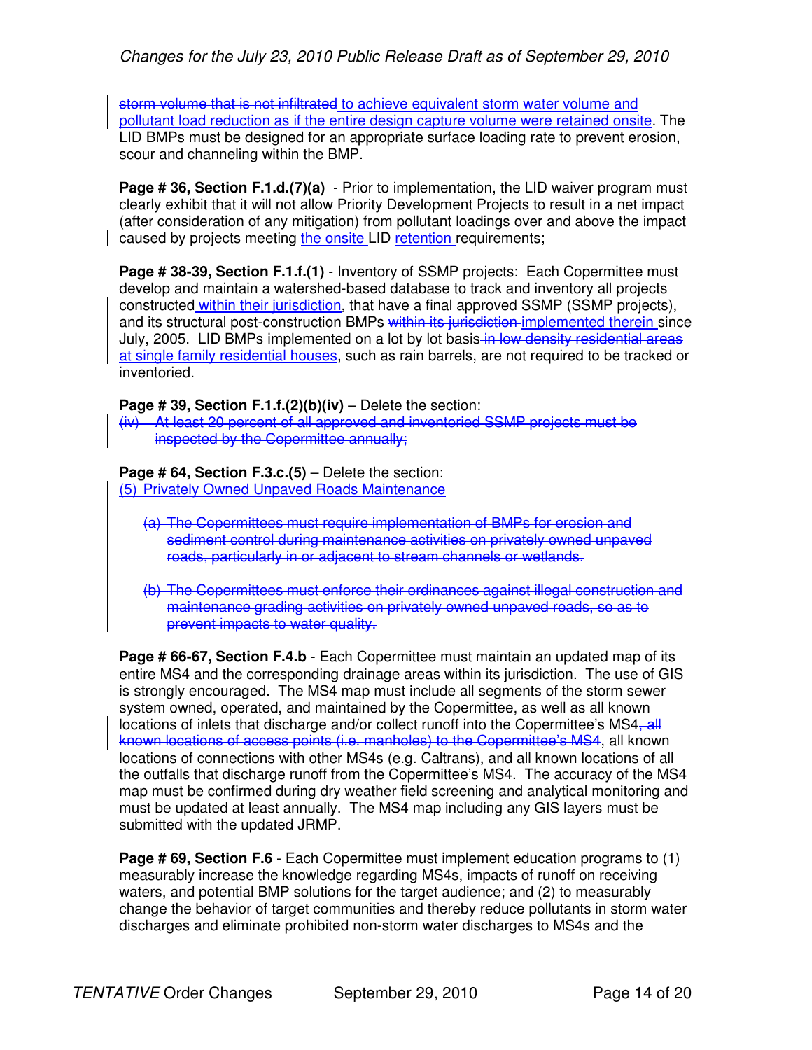~~storm volume that is not infiltrated~~ to achieve equivalent storm water volume and pollutant load reduction as if the entire design capture volume were retained onsite. The LID BMPs must be designed for an appropriate surface loading rate to prevent erosion, scour and channeling within the BMP.

**Page # 36, Section F.1.d.(7)(a)** - Prior to implementation, the LID waiver program must clearly exhibit that it will not allow Priority Development Projects to result in a net impact (after consideration of any mitigation) from pollutant loadings over and above the impact caused by projects meeting the onsite LID retention requirements;

**Page # 38-39, Section F.1.f.(1)** - Inventory of SSMP projects: Each Copermittee must develop and maintain a watershed-based database to track and inventory all projects constructed within their jurisdiction, that have a final approved SSMP (SSMP projects), and its structural post-construction BMPs ~~within its jurisdiction~~ implemented therein since July, 2005. LID BMPs implemented on a lot by lot basis ~~in low density residential areas~~ at single family residential houses, such as rain barrels, are not required to be tracked or inventoried.

**Page # 39, Section F.1.f.(2)(b)(iv)** – Delete the section:

~~(iv) At least 20 percent of all approved and inventoried SSMP projects must be inspected by the Copermittee annually;~~

**Page # 64, Section F.3.c.(5)** – Delete the section:

~~(5) Privately Owned Unpaved Roads Maintenance~~

~~(a) The Copermittees must require implementation of BMPs for erosion and sediment control during maintenance activities on privately owned unpaved roads, particularly in or adjacent to stream channels or wetlands.~~

~~(b) The Copermittees must enforce their ordinances against illegal construction and maintenance grading activities on privately owned unpaved roads, so as to prevent impacts to water quality.~~

**Page # 66-67, Section F.4.b** - Each Copermittee must maintain an updated map of its entire MS4 and the corresponding drainage areas within its jurisdiction. The use of GIS is strongly encouraged. The MS4 map must include all segments of the storm sewer system owned, operated, and maintained by the Copermittee, as well as all known locations of inlets that discharge and/or collect runoff into the Copermittee's MS4~~, all known locations of access points (i.e. manholes) to the Copermittee's MS4~~, all known locations of connections with other MS4s (e.g. Caltrans), and all known locations of all the outfalls that discharge runoff from the Copermittee's MS4. The accuracy of the MS4 map must be confirmed during dry weather field screening and analytical monitoring and must be updated at least annually. The MS4 map including any GIS layers must be submitted with the updated JRMP.

**Page # 69, Section F.6** - Each Copermittee must implement education programs to (1) measurably increase the knowledge regarding MS4s, impacts of runoff on receiving waters, and potential BMP solutions for the target audience; and (2) to measurably change the behavior of target communities and thereby reduce pollutants in storm water discharges and eliminate prohibited non-storm water discharges to MS4s and the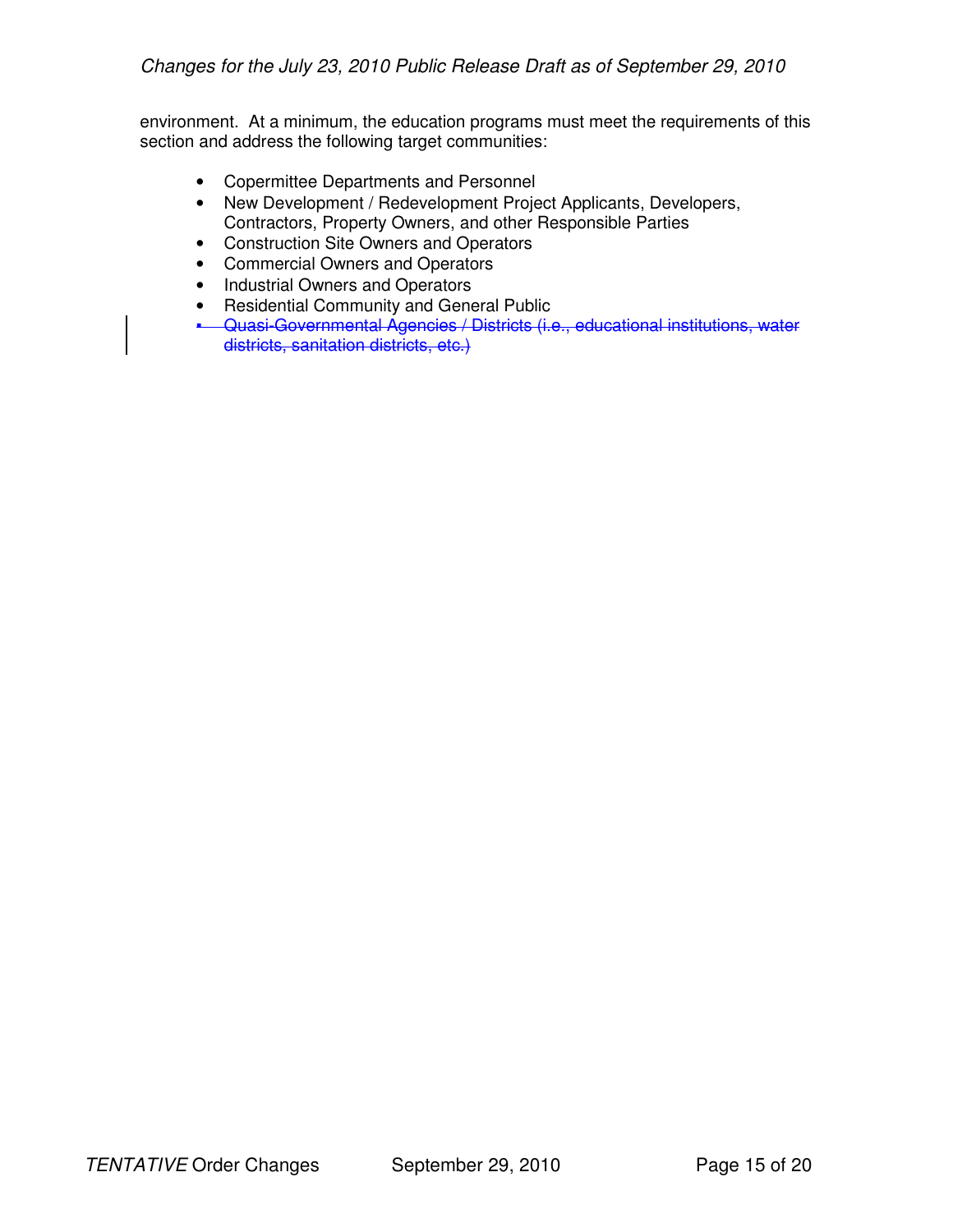environment. At a minimum, the education programs must meet the requirements of this section and address the following target communities:

- Copermittee Departments and Personnel
- New Development / Redevelopment Project Applicants, Developers, Contractors, Property Owners, and other Responsible Parties
- Construction Site Owners and Operators
- Commercial Owners and Operators
- Industrial Owners and Operators
- Residential Community and General Public
- ~~Quasi-Governmental Agencies / Districts (i.e., educational institutions, water districts, sanitation districts, etc.)~~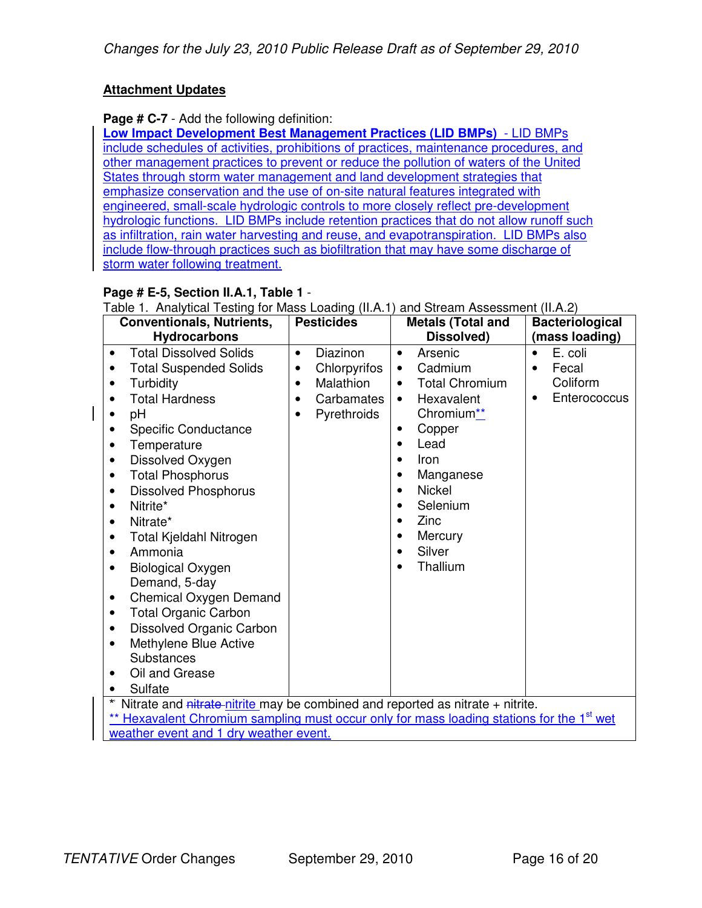*Changes for the July 23, 2010 Public Release Draft as of September 29, 2010*

**Attachment Updates**

**Page # C-7** - Add the following definition:

**Low Impact Development Best Management Practices (LID BMPs)** - LID BMPs include schedules of activities, prohibitions of practices, maintenance procedures, and other management practices to prevent or reduce the pollution of waters of the United States through storm water management and land development strategies that emphasize conservation and the use of on-site natural features integrated with engineered, small-scale hydrologic controls to more closely reflect pre-development hydrologic functions. LID BMPs include retention practices that do not allow runoff such as infiltration, rain water harvesting and reuse, and evapotranspiration. LID BMPs also include flow-through practices such as biofiltration that may have some discharge of storm water following treatment.

**Page # E-5, Section II.A.1, Table 1** -

Table 1. Analytical Testing for Mass Loading (II.A.1) and Stream Assessment (II.A.2)

| Conventionals, Nutrients, Hydrocarbons | Pesticides | Metals (Total and Dissolved) | Bacteriological (mass loading) |
|---|---|---|---|
| • Total Dissolved Solids<br>• Total Suspended Solids<br>• Turbidity<br>• Total Hardness<br>• pH<br>• Specific Conductance<br>• Temperature<br>• Dissolved Oxygen<br>• Total Phosphorus<br>• Dissolved Phosphorus<br>• Nitrite*<br>• Nitrate*<br>• Total Kjeldahl Nitrogen<br>• Ammonia<br>• Biological Oxygen Demand, 5-day<br>• Chemical Oxygen Demand<br>• Total Organic Carbon<br>• Dissolved Organic Carbon<br>• Methylene Blue Active Substances<br>• Oil and Grease<br>• Sulfate | • Diazinon<br>• Chlorpyrifos<br>• Malathion<br>• Carbamates<br>• Pyrethroids | • Arsenic<br>• Cadmium<br>• Total Chromium<br>• Hexavalent Chromium**<br>• Copper<br>• Lead<br>• Iron<br>• Manganese<br>• Nickel<br>• Selenium<br>• Zinc<br>• Mercury<br>• Silver<br>• Thallium | • E. coli<br>• Fecal Coliform<br>• Enterococcus |

\* Nitrate and ~~nitrate~~ nitrite may be combined and reported as nitrate + nitrite.
** Hexavalent Chromium sampling must occur only for mass loading stations for the 1st wet weather event and 1 dry weather event.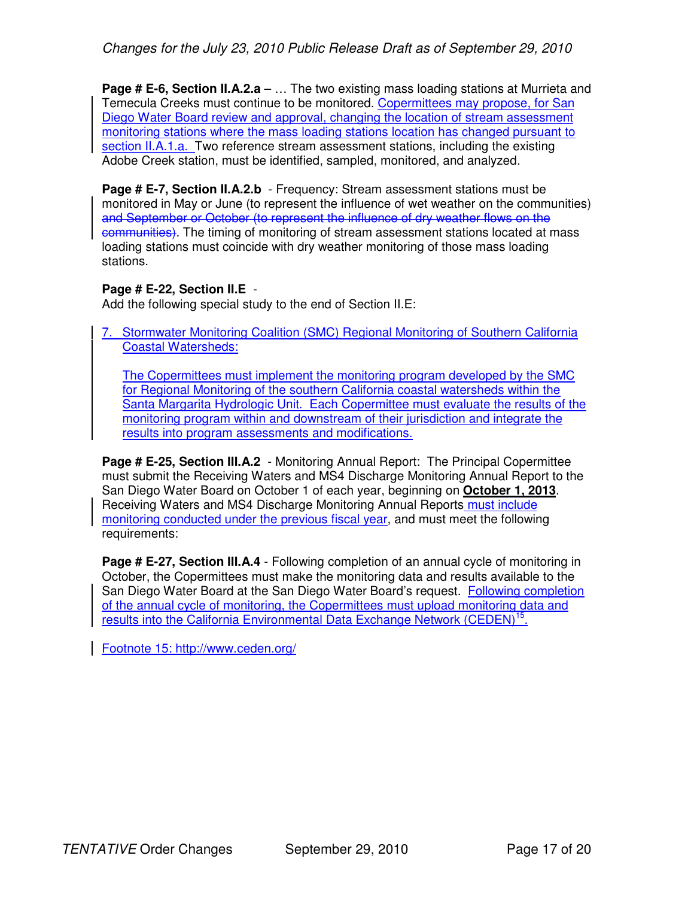**Page # E-6, Section II.A.2.a** – … The two existing mass loading stations at Murrieta and Temecula Creeks must continue to be monitored. Copermittees may propose, for San Diego Water Board review and approval, changing the location of stream assessment monitoring stations where the mass loading stations location has changed pursuant to section II.A.1.a. Two reference stream assessment stations, including the existing Adobe Creek station, must be identified, sampled, monitored, and analyzed.

**Page # E-7, Section II.A.2.b** - Frequency: Stream assessment stations must be monitored in May or June (to represent the influence of wet weather on the communities) ~~and September or October (to represent the influence of dry weather flows on the communities)~~. The timing of monitoring of stream assessment stations located at mass loading stations must coincide with dry weather monitoring of those mass loading stations.

**Page # E-22, Section II.E** -

Add the following special study to the end of Section II.E:

7. Stormwater Monitoring Coalition (SMC) Regional Monitoring of Southern California Coastal Watersheds:

   The Copermittees must implement the monitoring program developed by the SMC for Regional Monitoring of the southern California coastal watersheds within the Santa Margarita Hydrologic Unit. Each Copermittee must evaluate the results of the monitoring program within and downstream of their jurisdiction and integrate the results into program assessments and modifications.

**Page # E-25, Section III.A.2** - Monitoring Annual Report: The Principal Copermittee must submit the Receiving Waters and MS4 Discharge Monitoring Annual Report to the San Diego Water Board on October 1 of each year, beginning on **October 1, 2013**. Receiving Waters and MS4 Discharge Monitoring Annual Reports must include monitoring conducted under the previous fiscal year, and must meet the following requirements:

**Page # E-27, Section III.A.4** - Following completion of an annual cycle of monitoring in October, the Copermittees must make the monitoring data and results available to the San Diego Water Board at the San Diego Water Board's request. Following completion of the annual cycle of monitoring, the Copermittees must upload monitoring data and results into the California Environmental Data Exchange Network (CEDEN)[15].

Footnote 15: http://www.ceden.org/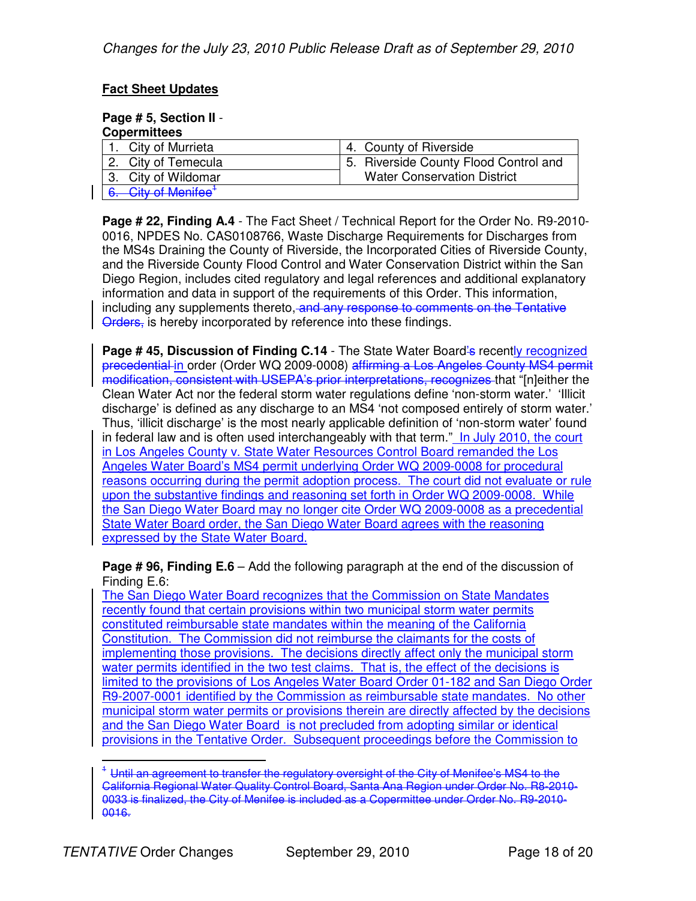*Changes for the July 23, 2010 Public Release Draft as of September 29, 2010*

**Fact Sheet Updates**

**Page # 5, Section II - Copermittees**

| | |
|---|---|
| 1. City of Murrieta | 4. County of Riverside |
| 2. City of Temecula | 5. Riverside County Flood Control and Water Conservation District |
| 3. City of Wildomar | |
| ~~6. City of Menifee~~[1] | |

**Page # 22, Finding A.4** - The Fact Sheet / Technical Report for the Order No. R9-2010-0016, NPDES No. CAS0108766, Waste Discharge Requirements for Discharges from the MS4s Draining the County of Riverside, the Incorporated Cities of Riverside County, and the Riverside County Flood Control and Water Conservation District within the San Diego Region, includes cited regulatory and legal references and additional explanatory information and data in support of the requirements of this Order. This information, including any supplements thereto, ~~and any response to comments on the Tentative Orders,~~ is hereby incorporated by reference into these findings.

**Page # 45, Discussion of Finding C.14** - The State Water Board~~'s~~ recent<ins>ly recognized precedential in</ins> order (Order WQ 2009-0008) ~~affirming a Los Angeles County MS4 permit modification, consistent with USEPA's prior interpretations, recognizes~~ that "[n]either the Clean Water Act nor the federal storm water regulations define 'non-storm water.' 'Illicit discharge' is defined as any discharge to an MS4 'not composed entirely of storm water.' Thus, 'illicit discharge' is the most nearly applicable definition of 'non-storm water' found in federal law and is often used interchangeably with that term." <ins>In July 2010, the court in Los Angeles County v. State Water Resources Control Board remanded the Los Angeles Water Board's MS4 permit underlying Order WQ 2009-0008 for procedural reasons occurring during the permit adoption process. The court did not evaluate or rule upon the substantive findings and reasoning set forth in Order WQ 2009-0008. While the San Diego Water Board may no longer cite Order WQ 2009-0008 as a precedential State Water Board order, the San Diego Water Board agrees with the reasoning expressed by the State Water Board.</ins>

**Page # 96, Finding E.6** – Add the following paragraph at the end of the discussion of Finding E.6:

<ins>The San Diego Water Board recognizes that the Commission on State Mandates recently found that certain provisions within two municipal storm water permits constituted reimbursable state mandates within the meaning of the California Constitution. The Commission did not reimburse the claimants for the costs of implementing those provisions. The decisions directly affect only the municipal storm water permits identified in the two test claims. That is, the effect of the decisions is limited to the provisions of Los Angeles Water Board Order 01-182 and San Diego Order R9-2007-0001 identified by the Commission as reimbursable state mandates. No other municipal storm water permits or provisions therein are directly affected by the decisions and the San Diego Water Board is not precluded from adopting similar or identical provisions in the Tentative Order. Subsequent proceedings before the Commission to</ins>

---

[1] ~~Until an agreement to transfer the regulatory oversight of the City of Menifee's MS4 to the California Regional Water Quality Control Board, Santa Ana Region under Order No. R8-2010-0033 is finalized, the City of Menifee is included as a Copermittee under Order No. R9-2010-0016.~~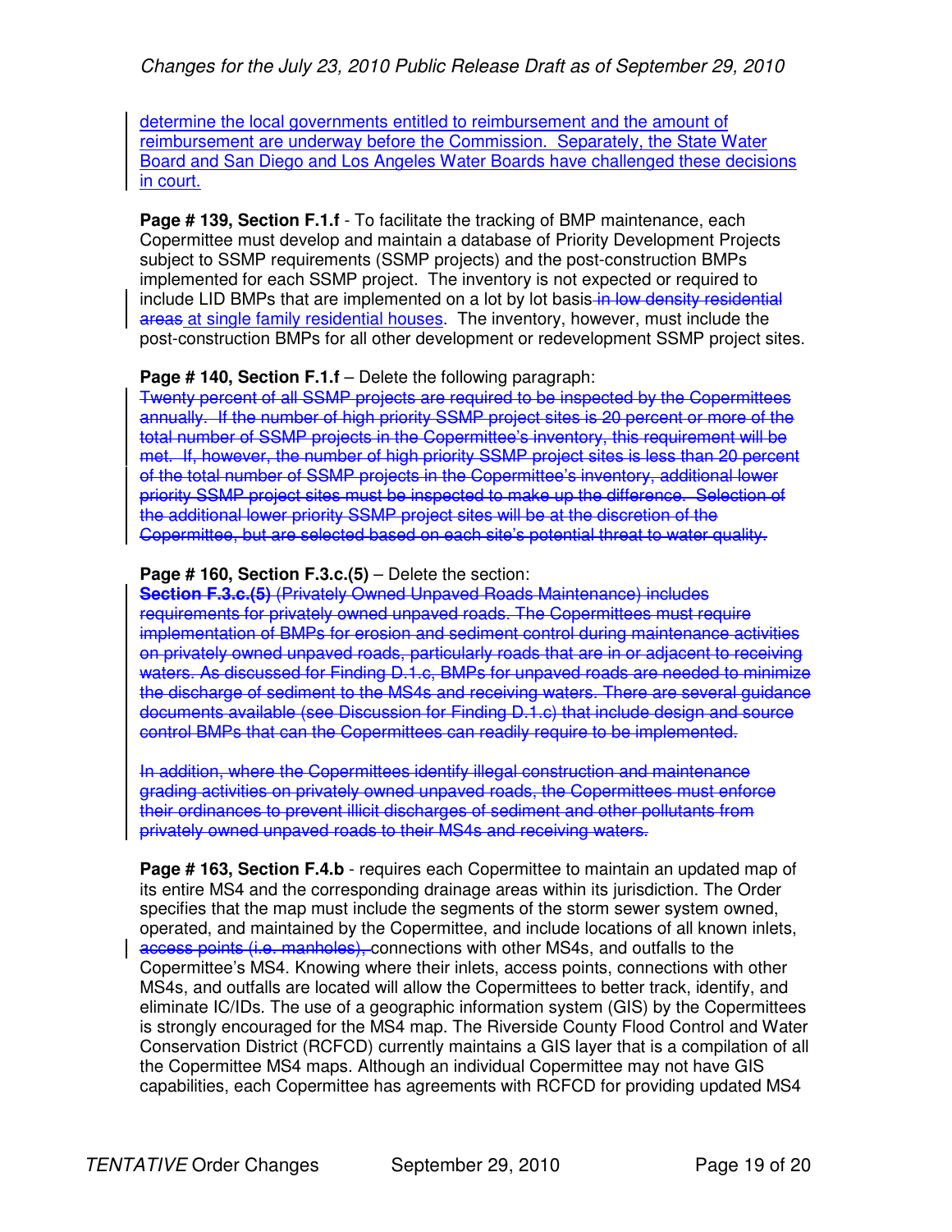determine the local governments entitled to reimbursement and the amount of reimbursement are underway before the Commission. Separately, the State Water Board and San Diego and Los Angeles Water Boards have challenged these decisions in court.

**Page # 139, Section F.1.f** - To facilitate the tracking of BMP maintenance, each Copermittee must develop and maintain a database of Priority Development Projects subject to SSMP requirements (SSMP projects) and the post-construction BMPs implemented for each SSMP project. The inventory is not expected or required to include LID BMPs that are implemented on a lot by lot basis ~~in low density residential areas~~ at single family residential houses. The inventory, however, must include the post-construction BMPs for all other development or redevelopment SSMP project sites.

**Page # 140, Section F.1.f** – Delete the following paragraph:

~~Twenty percent of all SSMP projects are required to be inspected by the Copermittees annually. If the number of high priority SSMP project sites is 20 percent or more of the total number of SSMP projects in the Copermittee's inventory, this requirement will be met. If, however, the number of high priority SSMP project sites is less than 20 percent of the total number of SSMP projects in the Copermittee's inventory, additional lower priority SSMP project sites must be inspected to make up the difference. Selection of the additional lower priority SSMP project sites will be at the discretion of the Copermittee, but are selected based on each site's potential threat to water quality.~~

**Page # 160, Section F.3.c.(5)** – Delete the section:

~~**Section F.3.c.(5)** (Privately Owned Unpaved Roads Maintenance) includes requirements for privately owned unpaved roads. The Copermittees must require implementation of BMPs for erosion and sediment control during maintenance activities on privately owned unpaved roads, particularly roads that are in or adjacent to receiving waters. As discussed for Finding D.1.c, BMPs for unpaved roads are needed to minimize the discharge of sediment to the MS4s and receiving waters. There are several guidance documents available (see Discussion for Finding D.1.c) that include design and source control BMPs that can the Copermittees can readily require to be implemented.~~

~~In addition, where the Copermittees identify illegal construction and maintenance grading activities on privately owned unpaved roads, the Copermittees must enforce their ordinances to prevent illicit discharges of sediment and other pollutants from privately owned unpaved roads to their MS4s and receiving waters.~~

**Page # 163, Section F.4.b** - requires each Copermittee to maintain an updated map of its entire MS4 and the corresponding drainage areas within its jurisdiction. The Order specifies that the map must include the segments of the storm sewer system owned, operated, and maintained by the Copermittee, and include locations of all known inlets, ~~access points (i.e. manholes),~~ connections with other MS4s, and outfalls to the Copermittee's MS4. Knowing where their inlets, access points, connections with other MS4s, and outfalls are located will allow the Copermittees to better track, identify, and eliminate IC/IDs. The use of a geographic information system (GIS) by the Copermittees is strongly encouraged for the MS4 map. The Riverside County Flood Control and Water Conservation District (RCFCD) currently maintains a GIS layer that is a compilation of all the Copermittee MS4 maps. Although an individual Copermittee may not have GIS capabilities, each Copermittee has agreements with RCFCD for providing updated MS4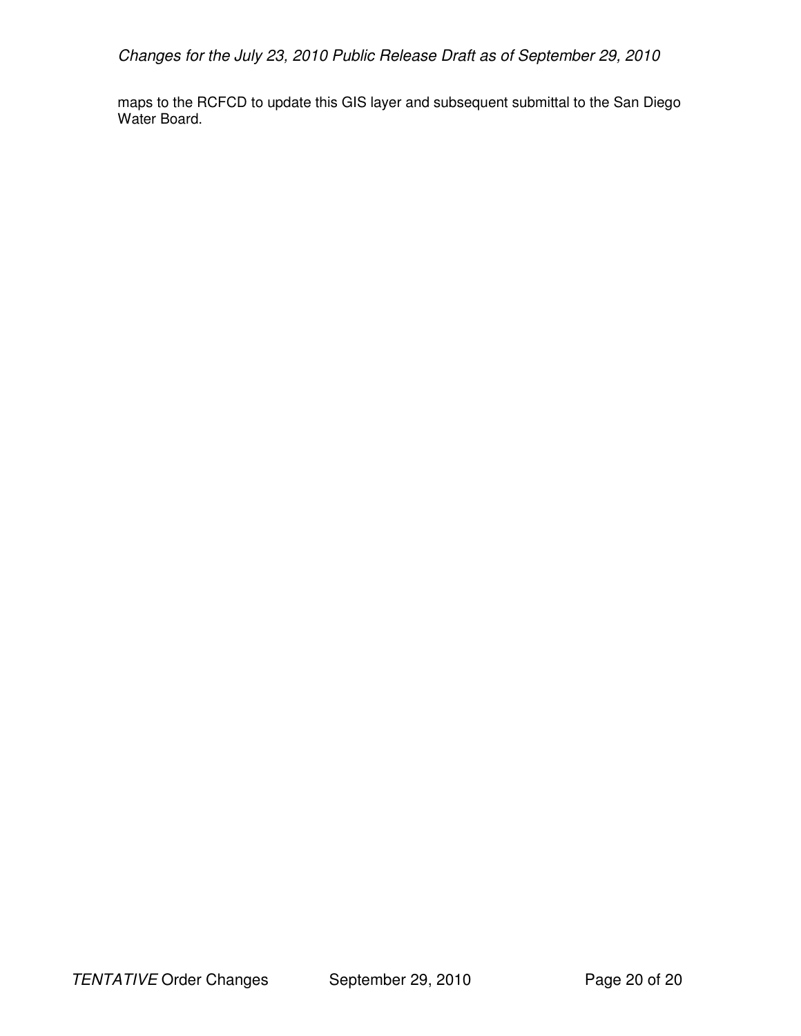maps to the RCFCD to update this GIS layer and subsequent submittal to the San Diego Water Board.